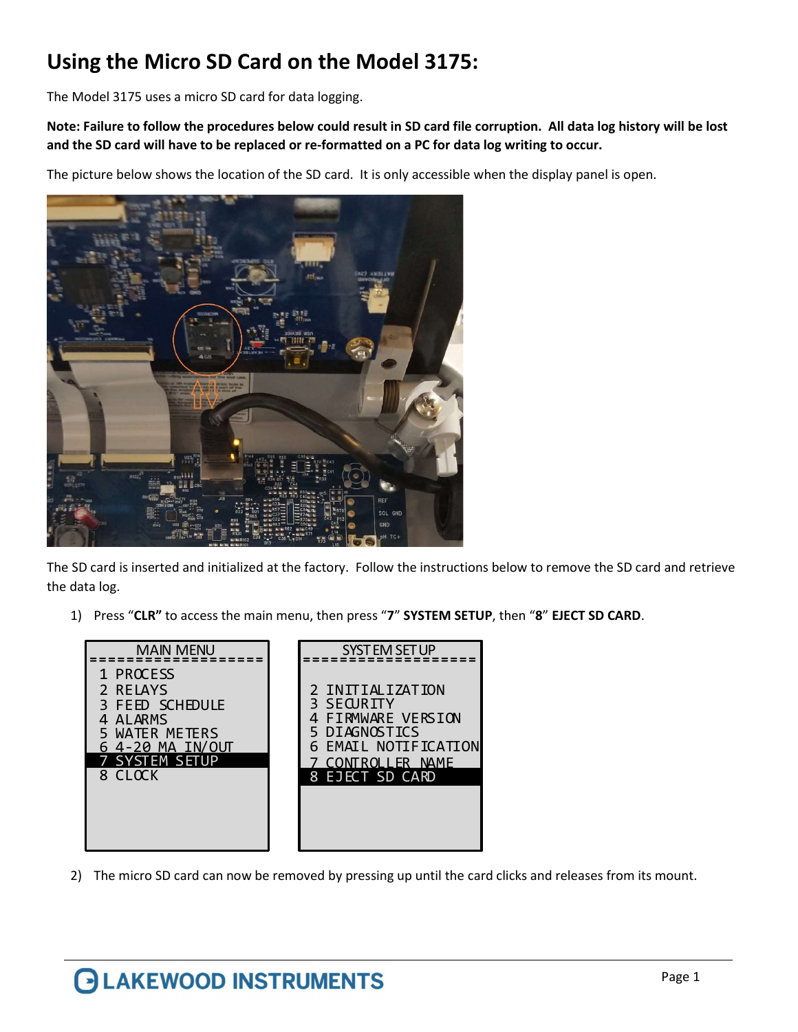# Using the Micro SD Card on the Model 3175:

The Model 3175 uses a micro SD card for data logging.

**Note: Failure to follow the procedures below could result in SD card file corruption. All data log history will be lost and the SD card will have to be replaced or re-formatted on a PC for data log writing to occur.**

The picture below shows the location of the SD card. It is only accessible when the display panel is open.

The SD card is inserted and initialized at the factory. Follow the instructions below to remove the SD card and retrieve the data log.

1) Press "**CLR"** to access the main menu, then press "**7**" **SYSTEM SETUP**, then "**8**" **EJECT SD CARD**.

```
MAIN MENU
==================
1 PROCESS
2 RELAYS
3 FEED SCHEDULE
4 ALARMS
5 WATER METERS
6 4-20 MA IN/OUT
7 SYSTEM SETUP
8 CLOCK
```

```
SYSTEM SETUP
==================
2 INITIALIZATION
3 SECURITY
4 FIRMWARE VERSION
5 DIAGNOSTICS
6 EMAIL NOTIFICATION
7 CONTROLLER NAME
8 EJECT SD CARD
```

2) The micro SD card can now be removed by pressing up until the card clicks and releases from its mount.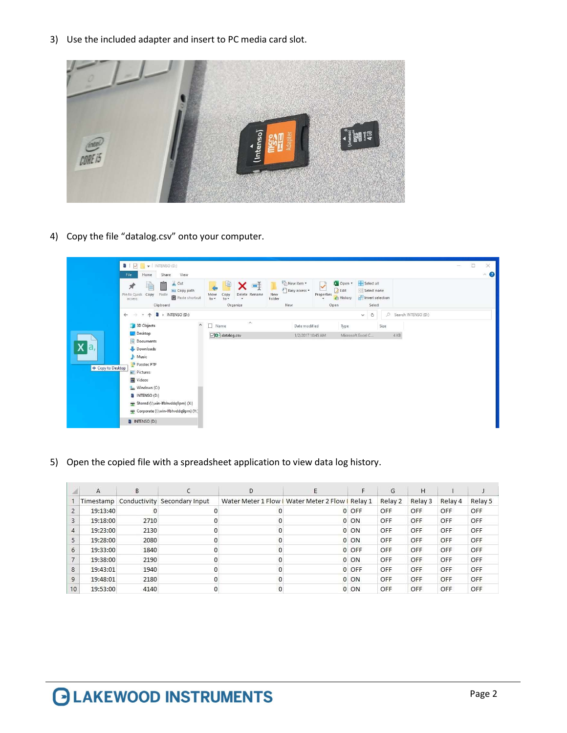3) Use the included adapter and insert to PC media card slot.

4) Copy the file “datalog.csv” onto your computer.

5) Open the copied file with a spreadsheet application to view data log history.

| Timestamp | Conductivity | Secondary Input | Water Meter 1 Flow | Water Meter 2 Flow | Relay 1 | Relay 2 | Relay 3 | Relay 4 | Relay 5 |
|---|---|---|---|---|---|---|---|---|---|
| 19:13:40 | 0 | 0 | 0 | 0 | OFF | OFF | OFF | OFF | OFF |
| 19:18:00 | 2710 | 0 | 0 | 0 | ON | OFF | OFF | OFF | OFF |
| 19:23:00 | 2130 | 0 | 0 | 0 | ON | OFF | OFF | OFF | OFF |
| 19:28:00 | 2080 | 0 | 0 | 0 | ON | OFF | OFF | OFF | OFF |
| 19:33:00 | 1840 | 0 | 0 | 0 | OFF | OFF | OFF | OFF | OFF |
| 19:38:00 | 2190 | 0 | 0 | 0 | ON | OFF | OFF | OFF | OFF |
| 19:43:01 | 1940 | 0 | 0 | 0 | OFF | OFF | OFF | OFF | OFF |
| 19:48:01 | 2180 | 0 | 0 | 0 | ON | OFF | OFF | OFF | OFF |
| 19:53:00 | 4140 | 0 | 0 | 0 | ON | OFF | OFF | OFF | OFF |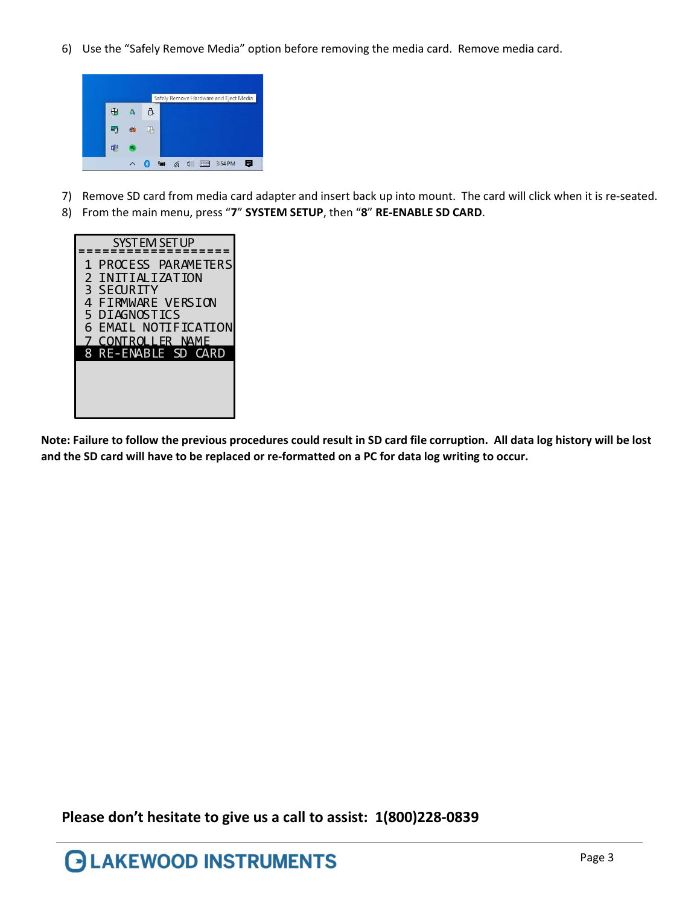6) Use the "Safely Remove Media" option before removing the media card. Remove media card.

7) Remove SD card from media card adapter and insert back up into mount. The card will click when it is re-seated.
8) From the main menu, press "**7**" **SYSTEM SETUP**, then "**8**" **RE-ENABLE SD CARD**.

**Note: Failure to follow the previous procedures could result in SD card file corruption. All data log history will be lost and the SD card will have to be replaced or re-formatted on a PC for data log writing to occur.**

**Please don't hesitate to give us a call to assist: 1(800)228-0839**

**LAKEWOOD INSTRUMENTS**